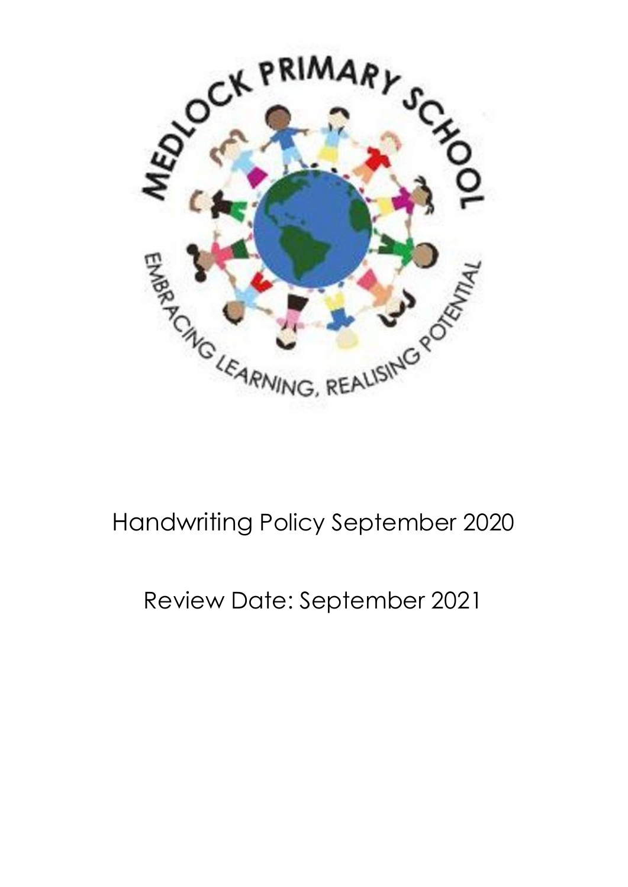MEDLOCK PRIMARY SCHOOL

EMBRACING LEARNING, REALISING POTENTIAL

# Handwriting Policy September 2020

## Review Date: September 2021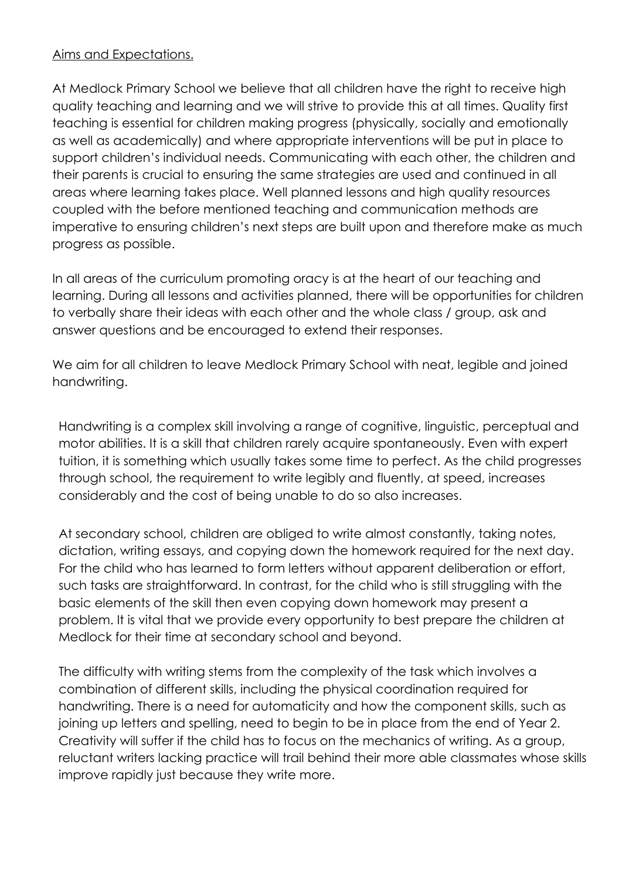## Aims and Expectations.

At Medlock Primary School we believe that all children have the right to receive high quality teaching and learning and we will strive to provide this at all times. Quality first teaching is essential for children making progress (physically, socially and emotionally as well as academically) and where appropriate interventions will be put in place to support children's individual needs. Communicating with each other, the children and their parents is crucial to ensuring the same strategies are used and continued in all areas where learning takes place. Well planned lessons and high quality resources coupled with the before mentioned teaching and communication methods are imperative to ensuring children's next steps are built upon and therefore make as much progress as possible.

In all areas of the curriculum promoting oracy is at the heart of our teaching and learning. During all lessons and activities planned, there will be opportunities for children to verbally share their ideas with each other and the whole class / group, ask and answer questions and be encouraged to extend their responses.

We aim for all children to leave Medlock Primary School with neat, legible and joined handwriting.

Handwriting is a complex skill involving a range of cognitive, linguistic, perceptual and motor abilities. It is a skill that children rarely acquire spontaneously. Even with expert tuition, it is something which usually takes some time to perfect. As the child progresses through school, the requirement to write legibly and fluently, at speed, increases considerably and the cost of being unable to do so also increases.

At secondary school, children are obliged to write almost constantly, taking notes, dictation, writing essays, and copying down the homework required for the next day. For the child who has learned to form letters without apparent deliberation or effort, such tasks are straightforward. In contrast, for the child who is still struggling with the basic elements of the skill then even copying down homework may present a problem. It is vital that we provide every opportunity to best prepare the children at Medlock for their time at secondary school and beyond.

The difficulty with writing stems from the complexity of the task which involves a combination of different skills, including the physical coordination required for handwriting. There is a need for automaticity and how the component skills, such as joining up letters and spelling, need to begin to be in place from the end of Year 2. Creativity will suffer if the child has to focus on the mechanics of writing. As a group, reluctant writers lacking practice will trail behind their more able classmates whose skills improve rapidly just because they write more.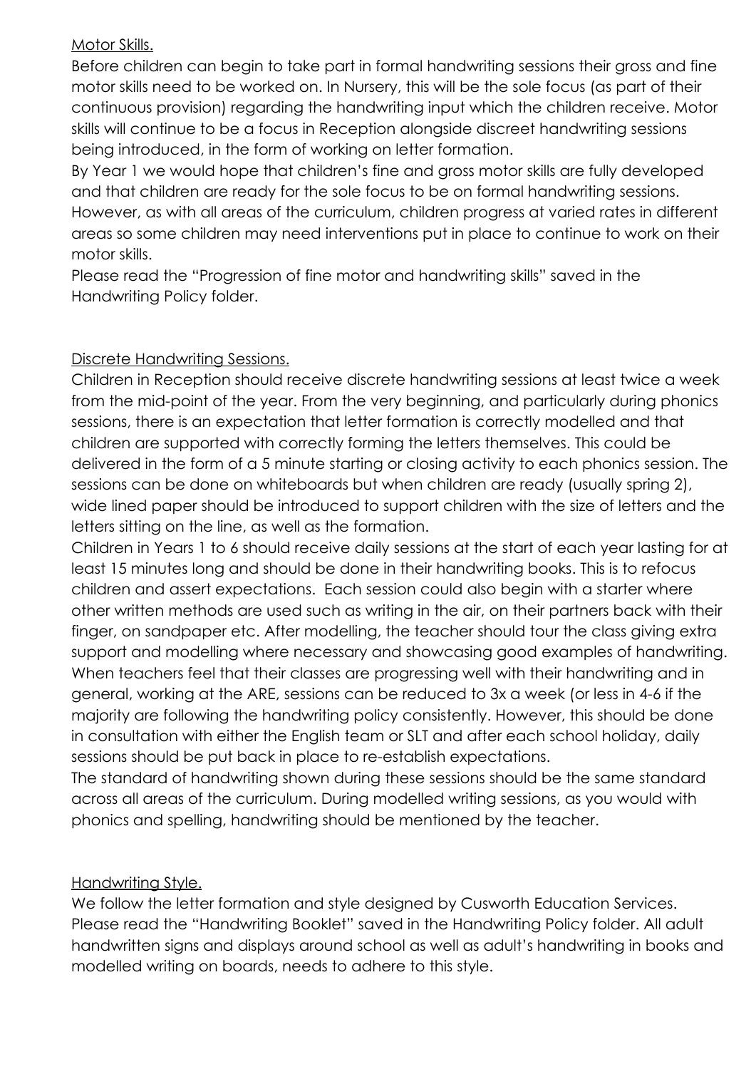## Motor Skills.

Before children can begin to take part in formal handwriting sessions their gross and fine motor skills need to be worked on. In Nursery, this will be the sole focus (as part of their continuous provision) regarding the handwriting input which the children receive. Motor skills will continue to be a focus in Reception alongside discreet handwriting sessions being introduced, in the form of working on letter formation.

By Year 1 we would hope that children's fine and gross motor skills are fully developed and that children are ready for the sole focus to be on formal handwriting sessions. However, as with all areas of the curriculum, children progress at varied rates in different areas so some children may need interventions put in place to continue to work on their motor skills.

Please read the "Progression of fine motor and handwriting skills" saved in the Handwriting Policy folder.

## Discrete Handwriting Sessions.

Children in Reception should receive discrete handwriting sessions at least twice a week from the mid-point of the year. From the very beginning, and particularly during phonics sessions, there is an expectation that letter formation is correctly modelled and that children are supported with correctly forming the letters themselves. This could be delivered in the form of a 5 minute starting or closing activity to each phonics session. The sessions can be done on whiteboards but when children are ready (usually spring 2), wide lined paper should be introduced to support children with the size of letters and the letters sitting on the line, as well as the formation.

Children in Years 1 to 6 should receive daily sessions at the start of each year lasting for at least 15 minutes long and should be done in their handwriting books. This is to refocus children and assert expectations. Each session could also begin with a starter where other written methods are used such as writing in the air, on their partners back with their finger, on sandpaper etc. After modelling, the teacher should tour the class giving extra support and modelling where necessary and showcasing good examples of handwriting. When teachers feel that their classes are progressing well with their handwriting and in general, working at the ARE, sessions can be reduced to 3x a week (or less in 4-6 if the majority are following the handwriting policy consistently. However, this should be done in consultation with either the English team or SLT and after each school holiday, daily sessions should be put back in place to re-establish expectations.

The standard of handwriting shown during these sessions should be the same standard across all areas of the curriculum. During modelled writing sessions, as you would with phonics and spelling, handwriting should be mentioned by the teacher.

## Handwriting Style.

We follow the letter formation and style designed by Cusworth Education Services. Please read the "Handwriting Booklet" saved in the Handwriting Policy folder. All adult handwritten signs and displays around school as well as adult's handwriting in books and modelled writing on boards, needs to adhere to this style.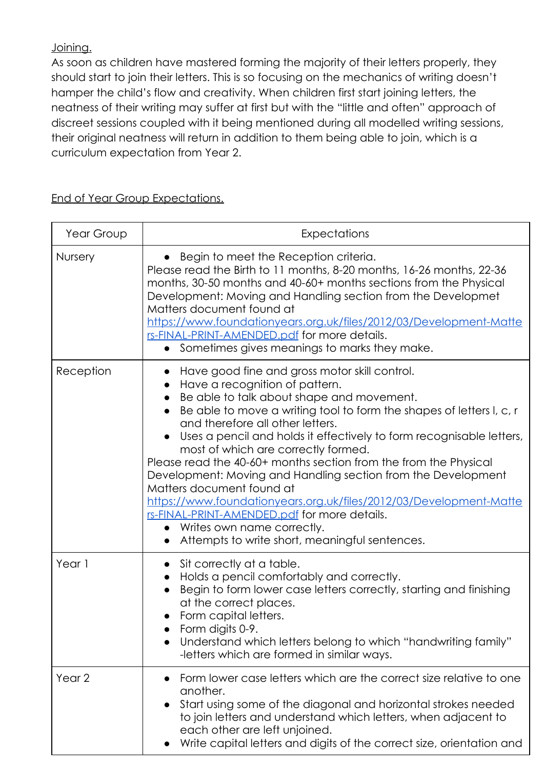Joining.

As soon as children have mastered forming the majority of their letters properly, they should start to join their letters. This is so focusing on the mechanics of writing doesn't hamper the child's flow and creativity. When children first start joining letters, the neatness of their writing may suffer at first but with the "little and often" approach of discreet sessions coupled with it being mentioned during all modelled writing sessions, their original neatness will return in addition to them being able to join, which is a curriculum expectation from Year 2.

End of Year Group Expectations.

| Year Group | Expectations |
|---|---|
| Nursery | • Begin to meet the Reception criteria.<br>Please read the Birth to 11 months, 8-20 months, 16-26 months, 22-36 months, 30-50 months and 40-60+ months sections from the Physical Development: Moving and Handling section from the Developmet Matters document found at https://www.foundationyears.org.uk/files/2012/03/Development-Matters-FINAL-PRINT-AMENDED.pdf for more details.<br>• Sometimes gives meanings to marks they make. |
| Reception | • Have good fine and gross motor skill control.<br>• Have a recognition of pattern.<br>• Be able to talk about shape and movement.<br>• Be able to move a writing tool to form the shapes of letters l, c, r and therefore all other letters.<br>• Uses a pencil and holds it effectively to form recognisable letters, most of which are correctly formed.<br>Please read the 40-60+ months section from the from the Physical Development: Moving and Handling section from the Development Matters document found at https://www.foundationyears.org.uk/files/2012/03/Development-Matters-FINAL-PRINT-AMENDED.pdf for more details.<br>• Writes own name correctly.<br>• Attempts to write short, meaningful sentences. |
| Year 1 | • Sit correctly at a table.<br>• Holds a pencil comfortably and correctly.<br>• Begin to form lower case letters correctly, starting and finishing at the correct places.<br>• Form capital letters.<br>• Form digits 0-9.<br>• Understand which letters belong to which "handwriting family" -letters which are formed in similar ways. |
| Year 2 | • Form lower case letters which are the correct size relative to one another.<br>• Start using some of the diagonal and horizontal strokes needed to join letters and understand which letters, when adjacent to each other are left unjoined.<br>• Write capital letters and digits of the correct size, orientation and |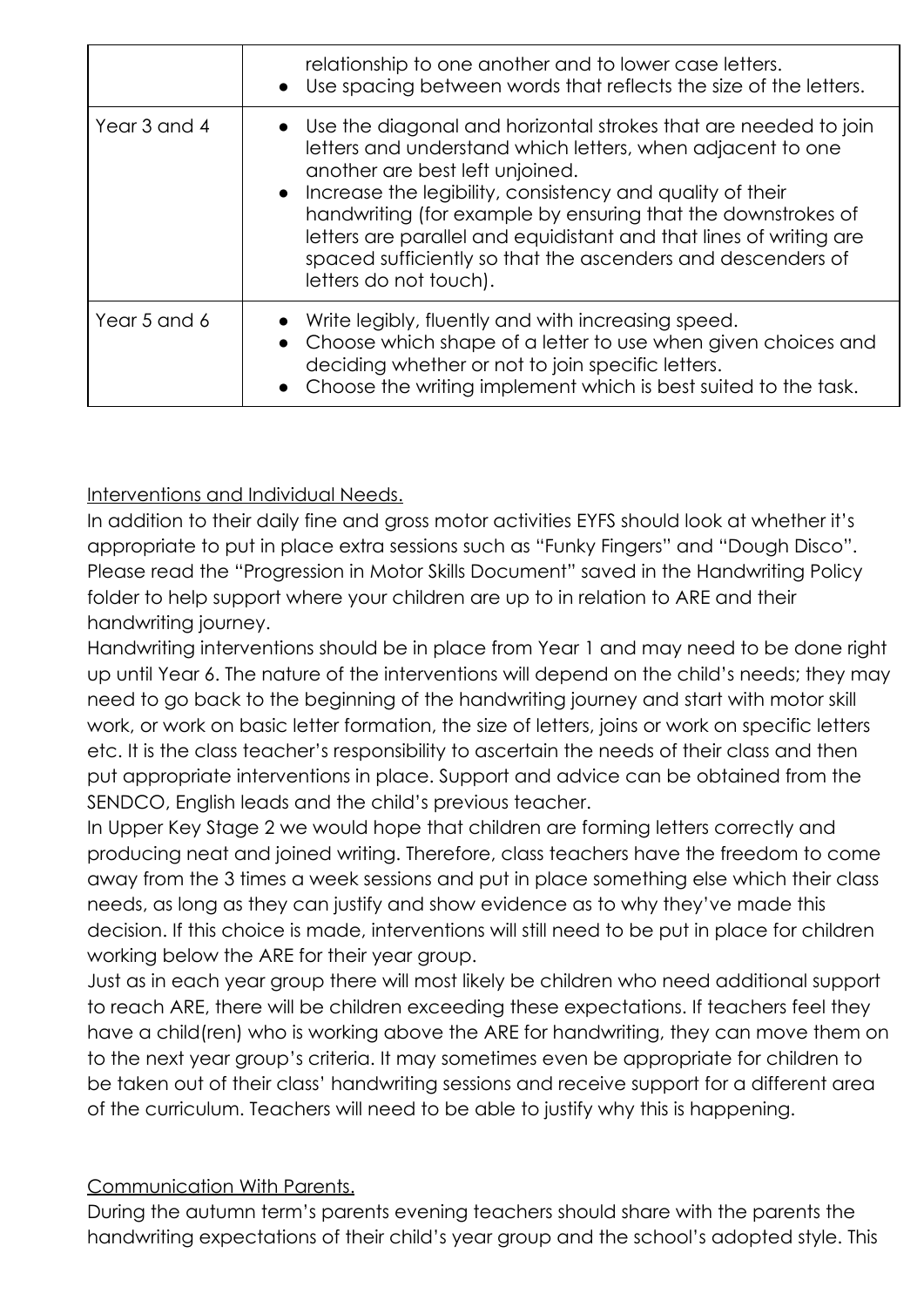| | |
|---|---|
| | relationship to one another and to lower case letters.<br>• Use spacing between words that reflects the size of the letters. |
| Year 3 and 4 | • Use the diagonal and horizontal strokes that are needed to join letters and understand which letters, when adjacent to one another are best left unjoined.<br>• Increase the legibility, consistency and quality of their handwriting (for example by ensuring that the downstrokes of letters are parallel and equidistant and that lines of writing are spaced sufficiently so that the ascenders and descenders of letters do not touch). |
| Year 5 and 6 | • Write legibly, fluently and with increasing speed.<br>• Choose which shape of a letter to use when given choices and deciding whether or not to join specific letters.<br>• Choose the writing implement which is best suited to the task. |

<u>Interventions and Individual Needs.</u>

In addition to their daily fine and gross motor activities EYFS should look at whether it's appropriate to put in place extra sessions such as "Funky Fingers" and "Dough Disco". Please read the "Progression in Motor Skills Document" saved in the Handwriting Policy folder to help support where your children are up to in relation to ARE and their handwriting journey.

Handwriting interventions should be in place from Year 1 and may need to be done right up until Year 6. The nature of the interventions will depend on the child's needs; they may need to go back to the beginning of the handwriting journey and start with motor skill work, or work on basic letter formation, the size of letters, joins or work on specific letters etc. It is the class teacher's responsibility to ascertain the needs of their class and then put appropriate interventions in place. Support and advice can be obtained from the SENDCO, English leads and the child's previous teacher.

In Upper Key Stage 2 we would hope that children are forming letters correctly and producing neat and joined writing. Therefore, class teachers have the freedom to come away from the 3 times a week sessions and put in place something else which their class needs, as long as they can justify and show evidence as to why they've made this decision. If this choice is made, interventions will still need to be put in place for children working below the ARE for their year group.

Just as in each year group there will most likely be children who need additional support to reach ARE, there will be children exceeding these expectations. If teachers feel they have a child(ren) who is working above the ARE for handwriting, they can move them on to the next year group's criteria. It may sometimes even be appropriate for children to be taken out of their class' handwriting sessions and receive support for a different area of the curriculum. Teachers will need to be able to justify why this is happening.

<u>Communication With Parents.</u>

During the autumn term's parents evening teachers should share with the parents the handwriting expectations of their child's year group and the school's adopted style. This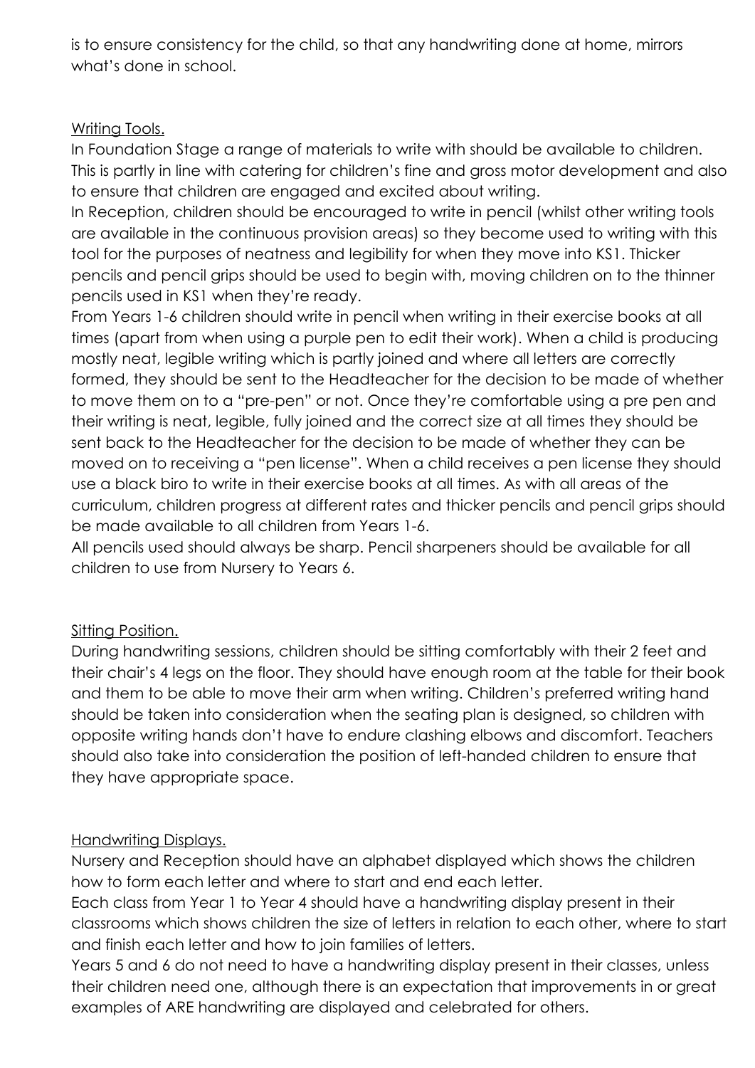is to ensure consistency for the child, so that any handwriting done at home, mirrors what's done in school.

## Writing Tools.

In Foundation Stage a range of materials to write with should be available to children. This is partly in line with catering for children's fine and gross motor development and also to ensure that children are engaged and excited about writing.

In Reception, children should be encouraged to write in pencil (whilst other writing tools are available in the continuous provision areas) so they become used to writing with this tool for the purposes of neatness and legibility for when they move into KS1. Thicker pencils and pencil grips should be used to begin with, moving children on to the thinner pencils used in KS1 when they're ready.

From Years 1-6 children should write in pencil when writing in their exercise books at all times (apart from when using a purple pen to edit their work). When a child is producing mostly neat, legible writing which is partly joined and where all letters are correctly formed, they should be sent to the Headteacher for the decision to be made of whether to move them on to a "pre-pen" or not. Once they're comfortable using a pre pen and their writing is neat, legible, fully joined and the correct size at all times they should be sent back to the Headteacher for the decision to be made of whether they can be moved on to receiving a "pen license". When a child receives a pen license they should use a black biro to write in their exercise books at all times. As with all areas of the curriculum, children progress at different rates and thicker pencils and pencil grips should be made available to all children from Years 1-6.

All pencils used should always be sharp. Pencil sharpeners should be available for all children to use from Nursery to Years 6.

## Sitting Position.

During handwriting sessions, children should be sitting comfortably with their 2 feet and their chair's 4 legs on the floor. They should have enough room at the table for their book and them to be able to move their arm when writing. Children's preferred writing hand should be taken into consideration when the seating plan is designed, so children with opposite writing hands don't have to endure clashing elbows and discomfort. Teachers should also take into consideration the position of left-handed children to ensure that they have appropriate space.

## Handwriting Displays.

Nursery and Reception should have an alphabet displayed which shows the children how to form each letter and where to start and end each letter.

Each class from Year 1 to Year 4 should have a handwriting display present in their classrooms which shows children the size of letters in relation to each other, where to start and finish each letter and how to join families of letters.

Years 5 and 6 do not need to have a handwriting display present in their classes, unless their children need one, although there is an expectation that improvements in or great examples of ARE handwriting are displayed and celebrated for others.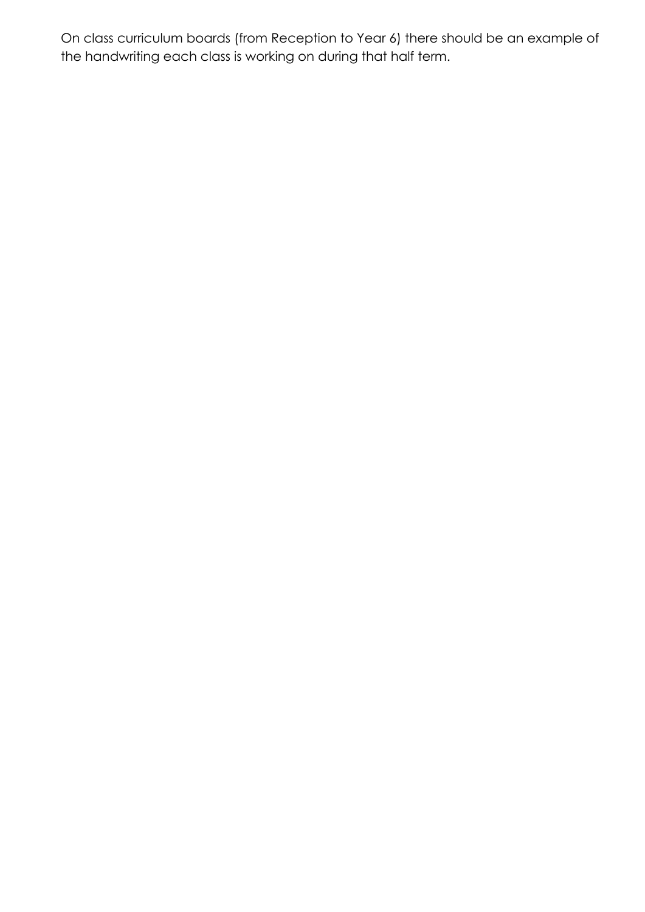On class curriculum boards (from Reception to Year 6) there should be an example of the handwriting each class is working on during that half term.